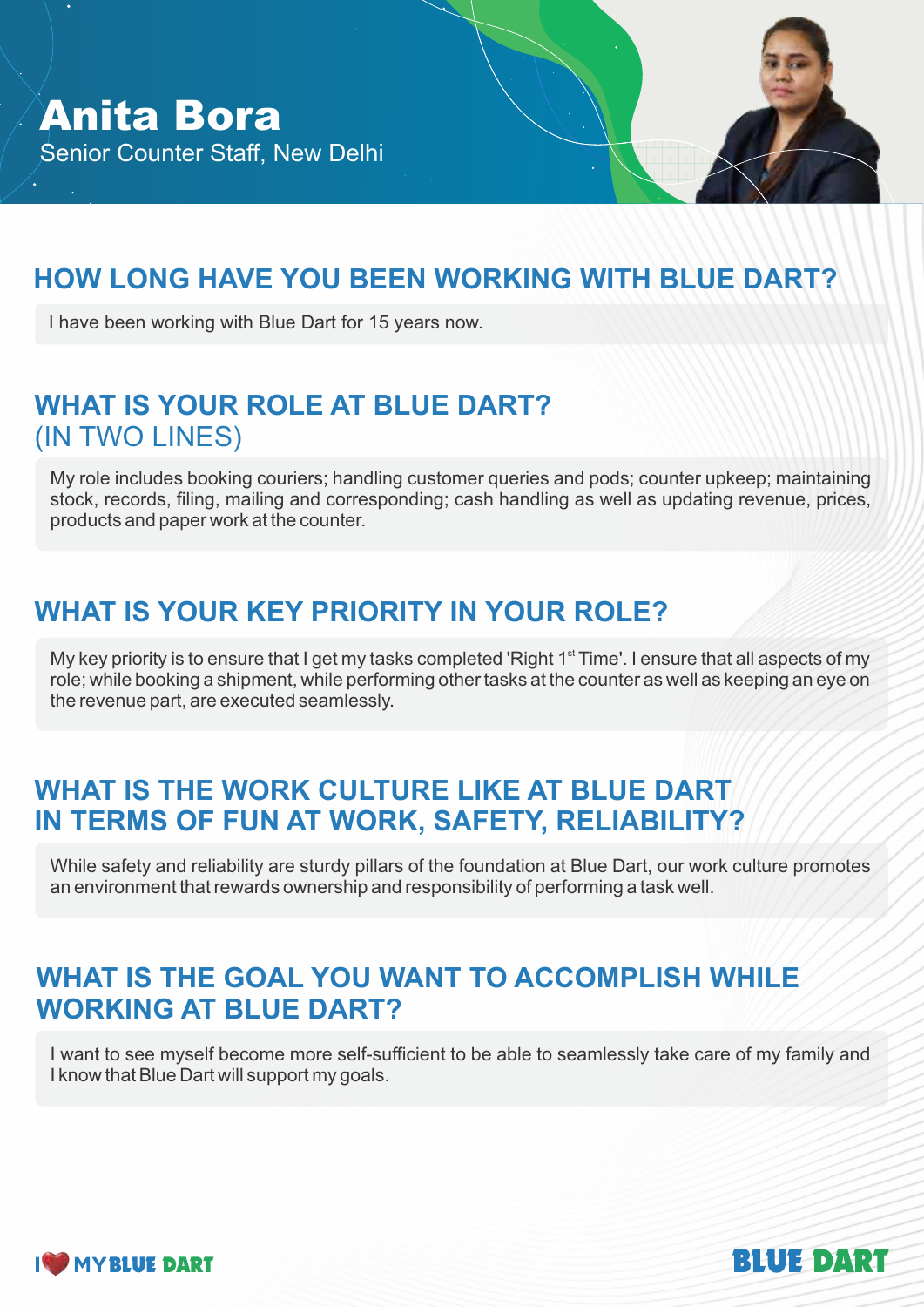# Anita Bora

Senior Counter Staff, New Delhi

## HOW LONG HAVE YOU BEEN WORKING WITH BLUE DART?

I have been working with Blue Dart for 15 years now.

## WHAT IS YOUR ROLE AT BLUE DART? (IN TWO LINES)

My role includes booking couriers; handling customer queries and pods; counter upkeep; maintaining stock, records, filing, mailing and corresponding; cash handling as well as updating revenue, prices, products and paper work at the counter.

## WHAT IS YOUR KEY PRIORITY IN YOUR ROLE?

My key priority is to ensure that I get my tasks completed 'Right 1st Time'. I ensure that all aspects of my role; while booking a shipment, while performing other tasks at the counter as well as keeping an eye on the revenue part, are executed seamlessly.

## WHAT IS THE WORK CULTURE LIKE AT BLUE DART IN TERMS OF FUN AT WORK, SAFETY, RELIABILITY?

While safety and reliability are sturdy pillars of the foundation at Blue Dart, our work culture promotes an environment that rewards ownership and responsibility of performing a task well.

## WHAT IS THE GOAL YOU WANT TO ACCOMPLISH WHILE WORKING AT BLUE DART?

I want to see myself become more self-sufficient to be able to seamlessly take care of my family and I know that Blue Dart will support my goals.

I ❤ MY BLUE DART

BLUE DART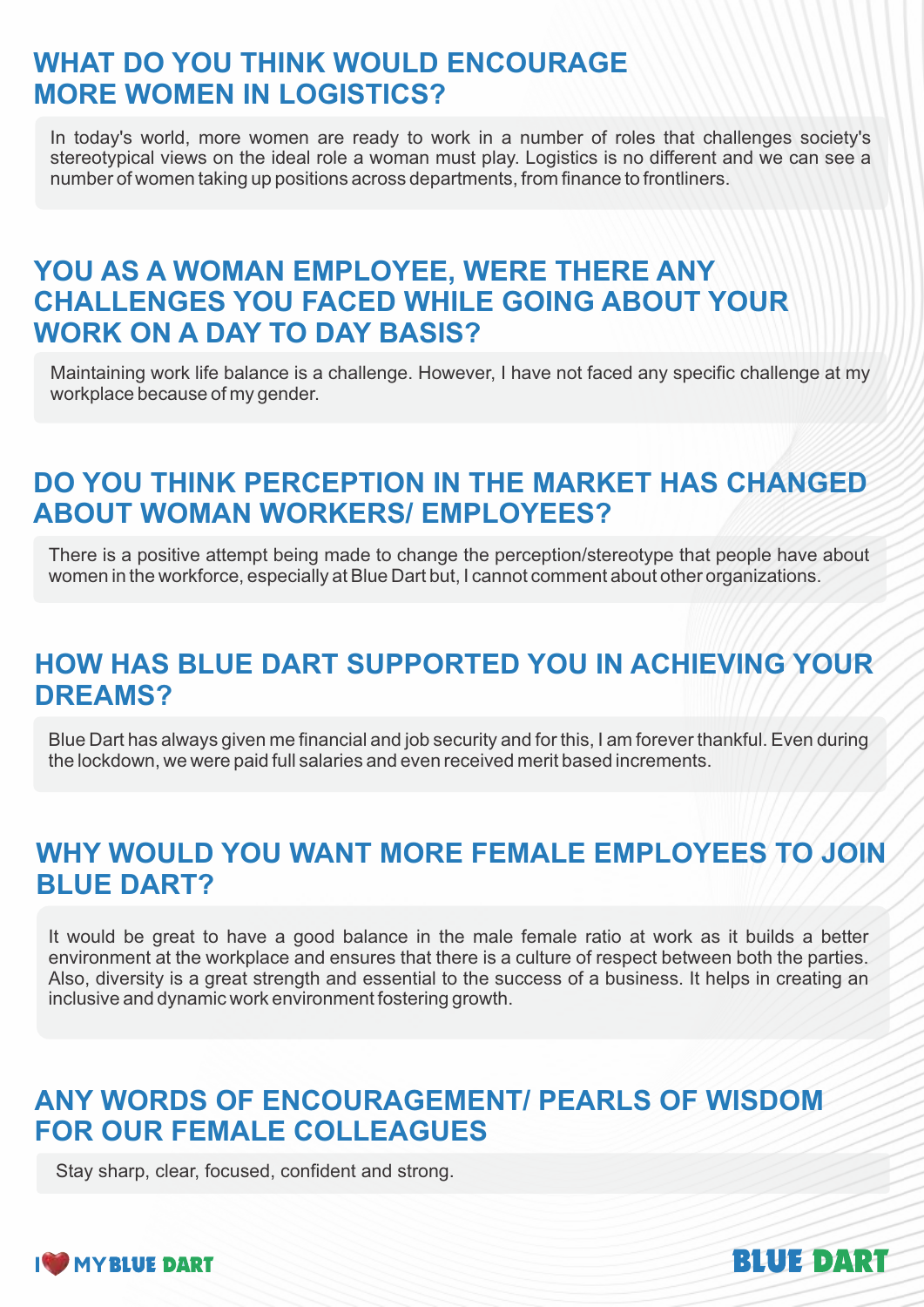## WHAT DO YOU THINK WOULD ENCOURAGE MORE WOMEN IN LOGISTICS?

In today's world, more women are ready to work in a number of roles that challenges society's stereotypical views on the ideal role a woman must play. Logistics is no different and we can see a number of women taking up positions across departments, from finance to frontliners.

## YOU AS A WOMAN EMPLOYEE, WERE THERE ANY CHALLENGES YOU FACED WHILE GOING ABOUT YOUR WORK ON A DAY TO DAY BASIS?

Maintaining work life balance is a challenge. However, I have not faced any specific challenge at my workplace because of my gender.

## DO YOU THINK PERCEPTION IN THE MARKET HAS CHANGED ABOUT WOMAN WORKERS/ EMPLOYEES?

There is a positive attempt being made to change the perception/stereotype that people have about women in the workforce, especially at Blue Dart but, I cannot comment about other organizations.

## HOW HAS BLUE DART SUPPORTED YOU IN ACHIEVING YOUR DREAMS?

Blue Dart has always given me financial and job security and for this, I am forever thankful. Even during the lockdown, we were paid full salaries and even received merit based increments.

## WHY WOULD YOU WANT MORE FEMALE EMPLOYEES TO JOIN BLUE DART?

It would be great to have a good balance in the male female ratio at work as it builds a better environment at the workplace and ensures that there is a culture of respect between both the parties. Also, diversity is a great strength and essential to the success of a business. It helps in creating an inclusive and dynamic work environment fostering growth.

## ANY WORDS OF ENCOURAGEMENT/ PEARLS OF WISDOM FOR OUR FEMALE COLLEAGUES

Stay sharp, clear, focused, confident and strong.

I ❤ MY BLUE DART

BLUE DART